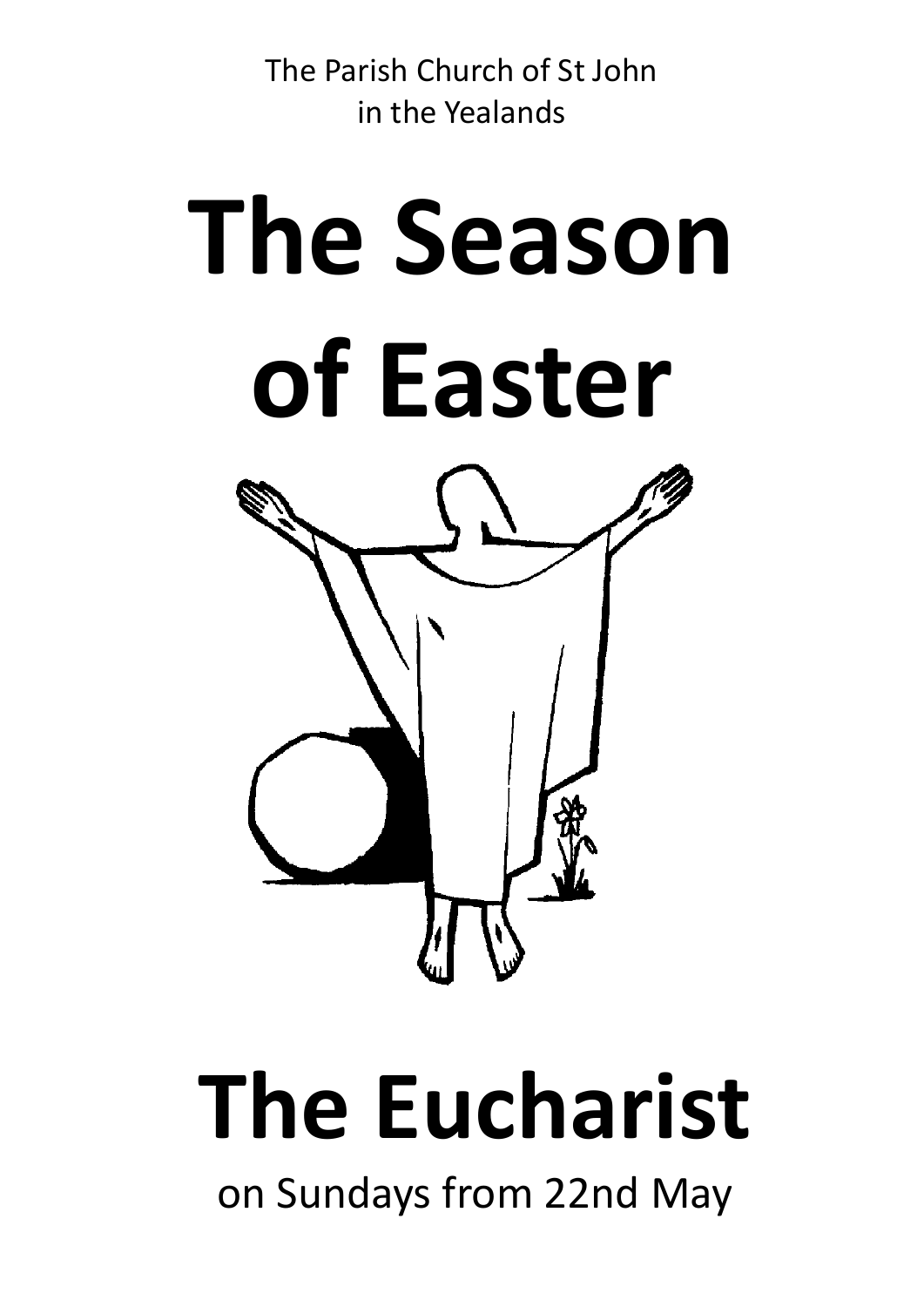The Parish Church of St John
in the Yealands

# The Season of Easter

# The Eucharist

on Sundays from 22nd May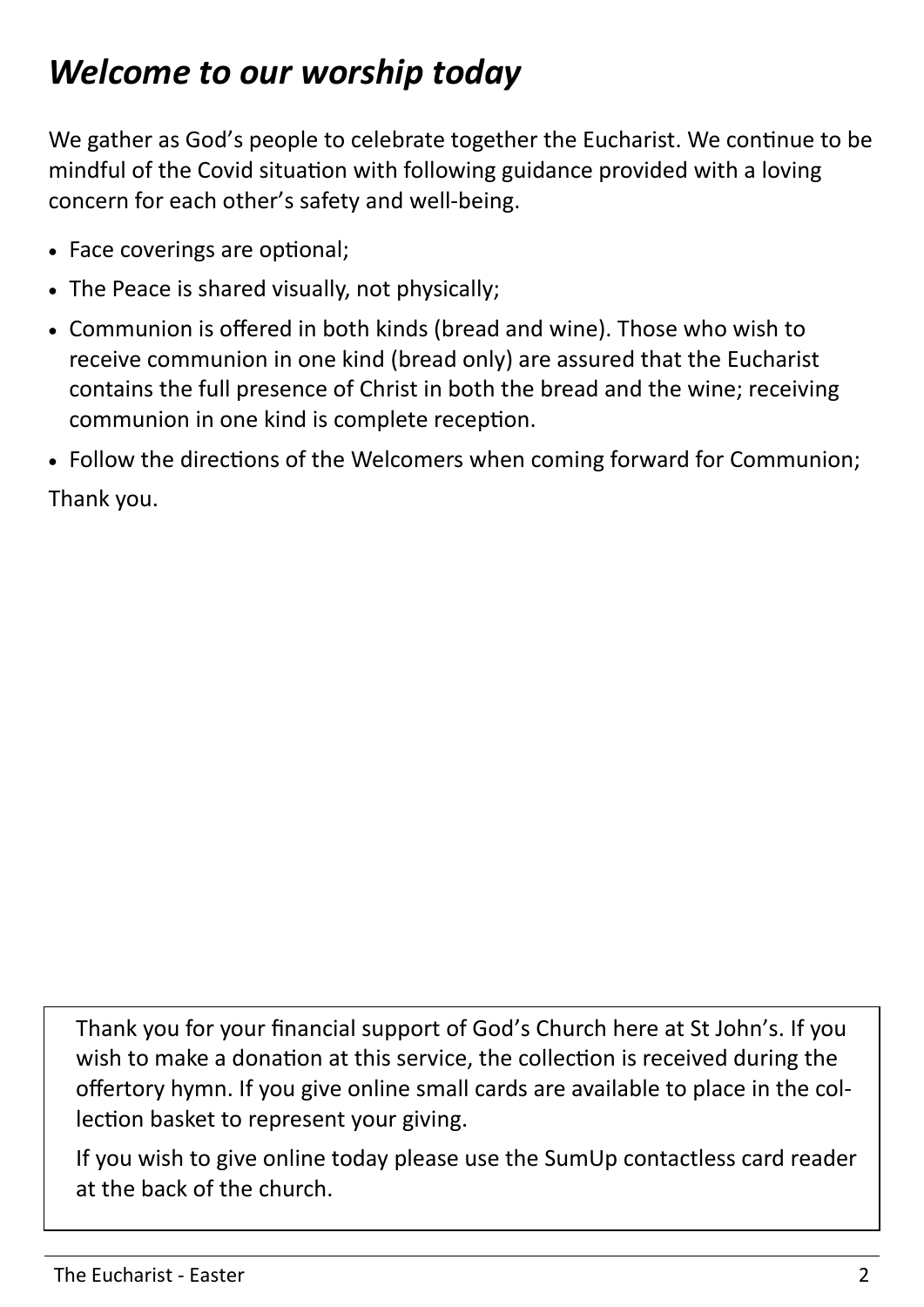# *Welcome to our worship today*

We gather as God's people to celebrate together the Eucharist. We continue to be mindful of the Covid situation with following guidance provided with a loving concern for each other's safety and well-being.

- Face coverings are optional;
- The Peace is shared visually, not physically;
- Communion is offered in both kinds (bread and wine). Those who wish to receive communion in one kind (bread only) are assured that the Eucharist contains the full presence of Christ in both the bread and the wine; receiving communion in one kind is complete reception.
- Follow the directions of the Welcomers when coming forward for Communion;

Thank you.

Thank you for your financial support of God's Church here at St John's. If you wish to make a donation at this service, the collection is received during the offertory hymn. If you give online small cards are available to place in the collection basket to represent your giving.

If you wish to give online today please use the SumUp contactless card reader at the back of the church.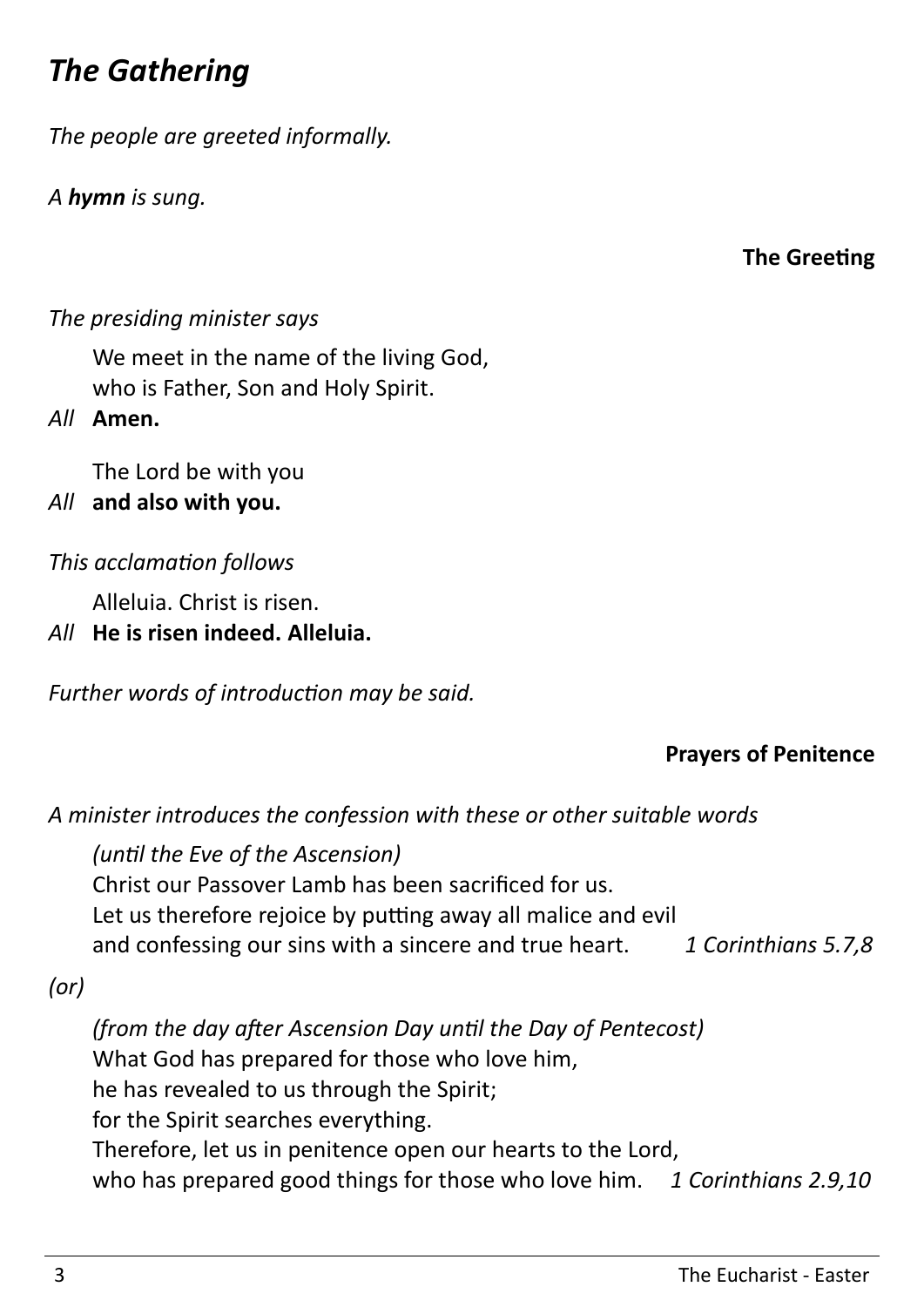# *The Gathering*

*The people are greeted informally.*

*A* ***hymn*** *is sung.*

**The Greeting**

*The presiding minister says*

We meet in the name of the living God,
who is Father, Son and Holy Spirit.

*All* **Amen.**

The Lord be with you

*All* **and also with you.**

*This acclamation follows*

Alleluia. Christ is risen.

*All* **He is risen indeed. Alleluia.**

*Further words of introduction may be said.*

**Prayers of Penitence**

*A minister introduces the confession with these or other suitable words*

*(until the Eve of the Ascension)*
Christ our Passover Lamb has been sacrificed for us.
Let us therefore rejoice by putting away all malice and evil
and confessing our sins with a sincere and true heart. *1 Corinthians 5.7,8*

*(or)*

*(from the day after Ascension Day until the Day of Pentecost)*
What God has prepared for those who love him,
he has revealed to us through the Spirit;
for the Spirit searches everything.
Therefore, let us in penitence open our hearts to the Lord,
who has prepared good things for those who love him. *1 Corinthians 2.9,10*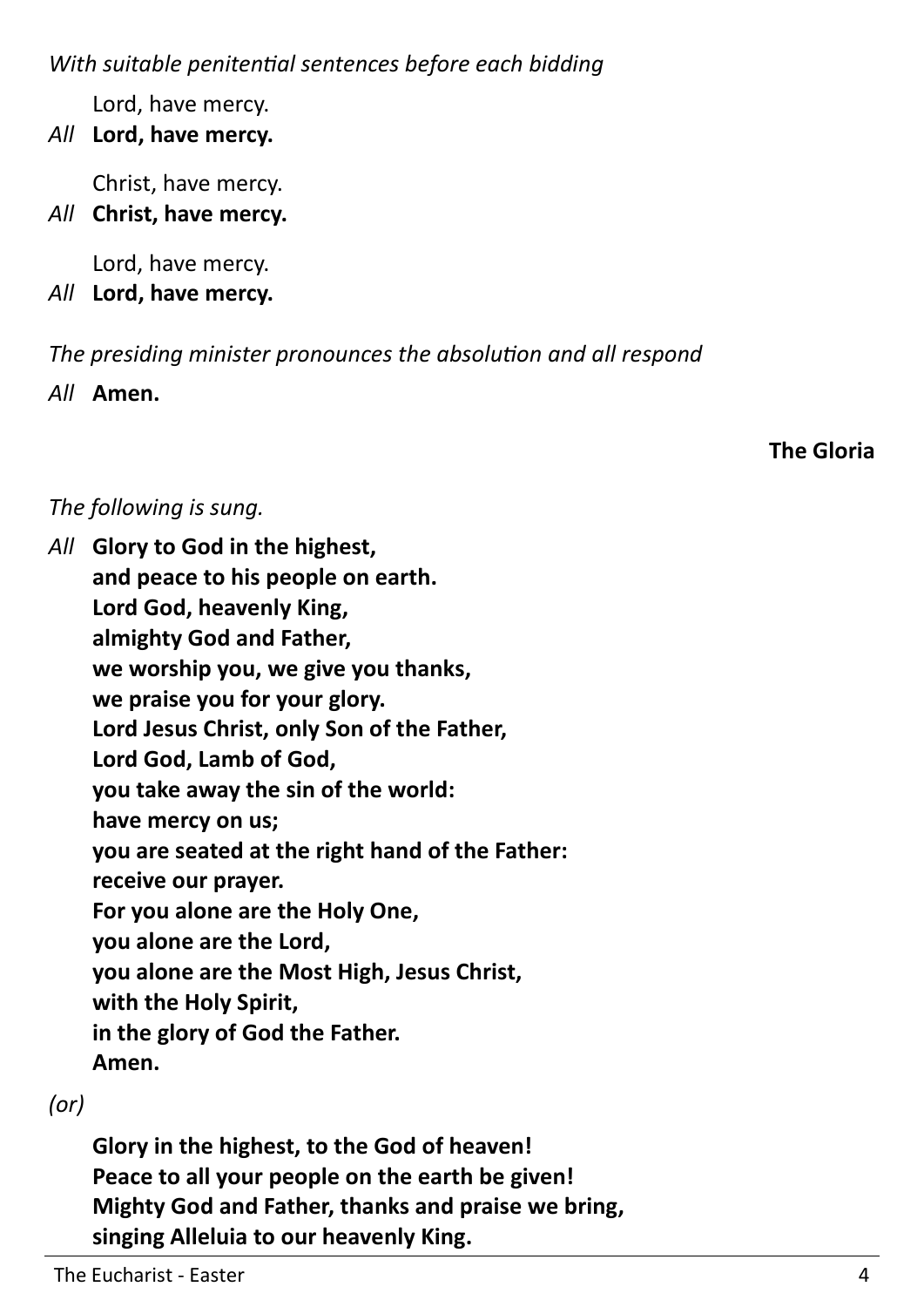*With suitable penitential sentences before each bidding*

Lord, have mercy.

*All* **Lord, have mercy.**

Christ, have mercy.

*All* **Christ, have mercy.**

Lord, have mercy.

*All* **Lord, have mercy.**

*The presiding minister pronounces the absolution and all respond*

*All* **Amen.**

### The Gloria

*The following is sung.*

*All* **Glory to God in the highest,**
**and peace to his people on earth.**
**Lord God, heavenly King,**
**almighty God and Father,**
**we worship you, we give you thanks,**
**we praise you for your glory.**
**Lord Jesus Christ, only Son of the Father,**
**Lord God, Lamb of God,**
**you take away the sin of the world:**
**have mercy on us;**
**you are seated at the right hand of the Father:**
**receive our prayer.**
**For you alone are the Holy One,**
**you alone are the Lord,**
**you alone are the Most High, Jesus Christ,**
**with the Holy Spirit,**
**in the glory of God the Father.**
**Amen.**

*(or)*

**Glory in the highest, to the God of heaven!**
**Peace to all your people on the earth be given!**
**Mighty God and Father, thanks and praise we bring,**
**singing Alleluia to our heavenly King.**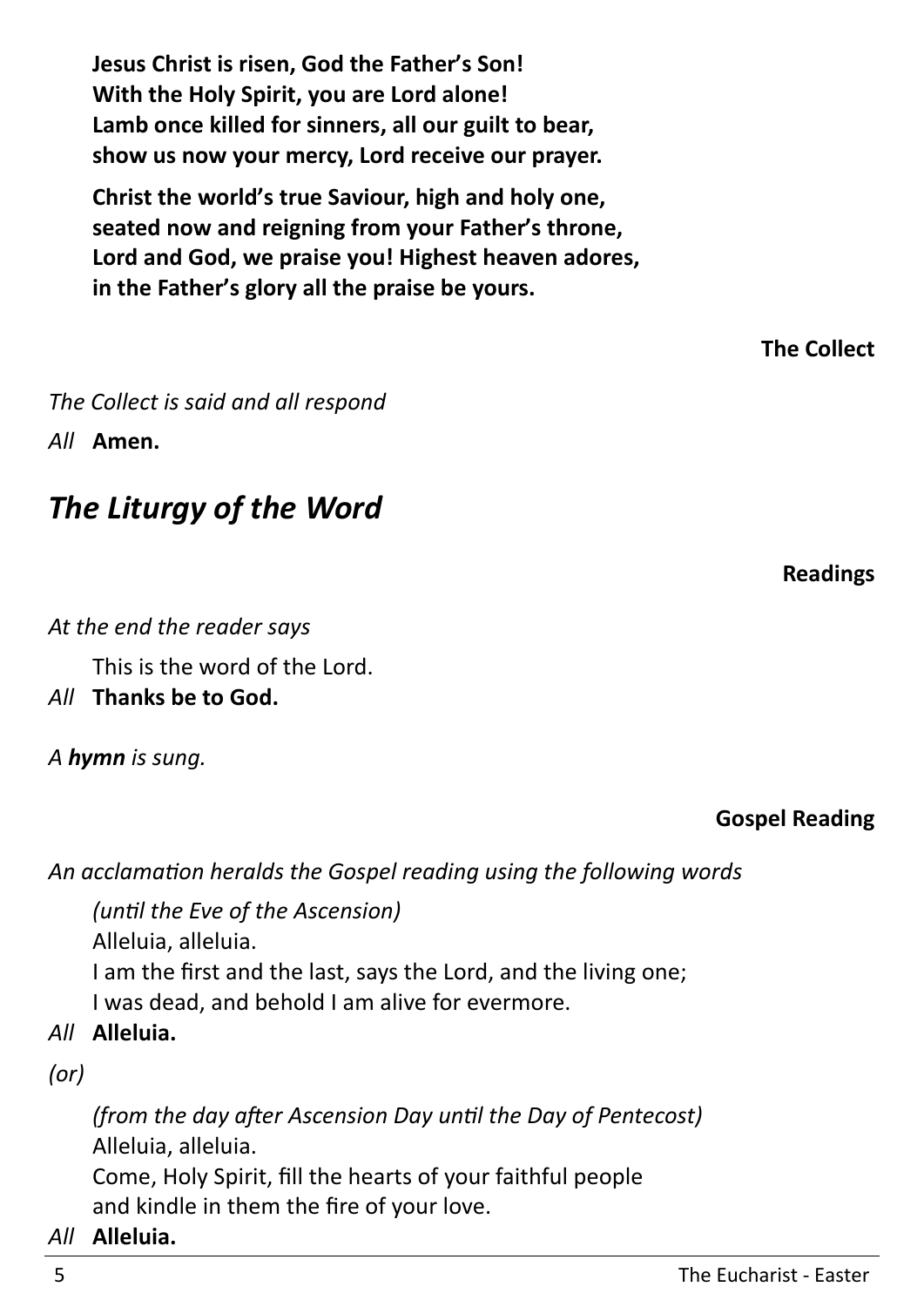**Jesus Christ is risen, God the Father's Son!**
**With the Holy Spirit, you are Lord alone!**
**Lamb once killed for sinners, all our guilt to bear,**
**show us now your mercy, Lord receive our prayer.**

**Christ the world's true Saviour, high and holy one,**
**seated now and reigning from your Father's throne,**
**Lord and God, we praise you! Highest heaven adores,**
**in the Father's glory all the praise be yours.**

### The Collect

*The Collect is said and all respond*

*All* **Amen.**

## *The Liturgy of the Word*

### Readings

*At the end the reader says*

This is the word of the Lord.
*All* **Thanks be to God.**

*A* ***hymn*** *is sung.*

### Gospel Reading

*An acclamation heralds the Gospel reading using the following words*

*(until the Eve of the Ascension)*
Alleluia, alleluia.
I am the first and the last, says the Lord, and the living one;
I was dead, and behold I am alive for evermore.
*All* **Alleluia.**

*(or)*

*(from the day after Ascension Day until the Day of Pentecost)*
Alleluia, alleluia.
Come, Holy Spirit, fill the hearts of your faithful people
and kindle in them the fire of your love.
*All* **Alleluia.**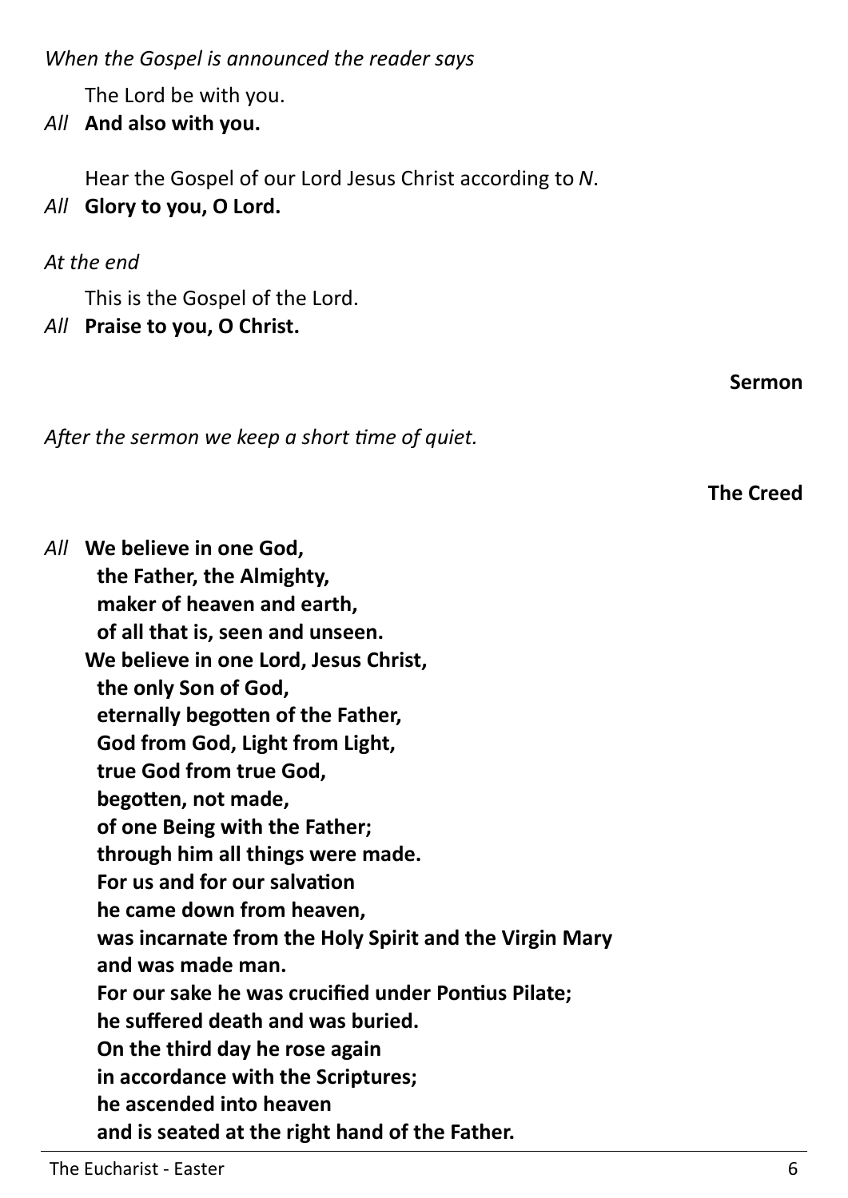*When the Gospel is announced the reader says*

The Lord be with you.

*All* **And also with you.**

Hear the Gospel of our Lord Jesus Christ according to *N*.

*All* **Glory to you, O Lord.**

*At the end*

This is the Gospel of the Lord.

*All* **Praise to you, O Christ.**

### Sermon

*After the sermon we keep a short time of quiet.*

### The Creed

*All* **We believe in one God,**
**the Father, the Almighty,**
**maker of heaven and earth,**
**of all that is, seen and unseen.**
**We believe in one Lord, Jesus Christ,**
**the only Son of God,**
**eternally begotten of the Father,**
**God from God, Light from Light,**
**true God from true God,**
**begotten, not made,**
**of one Being with the Father;**
**through him all things were made.**
**For us and for our salvation**
**he came down from heaven,**
**was incarnate from the Holy Spirit and the Virgin Mary**
**and was made man.**
**For our sake he was crucified under Pontius Pilate;**
**he suffered death and was buried.**
**On the third day he rose again**
**in accordance with the Scriptures;**
**he ascended into heaven**
**and is seated at the right hand of the Father.**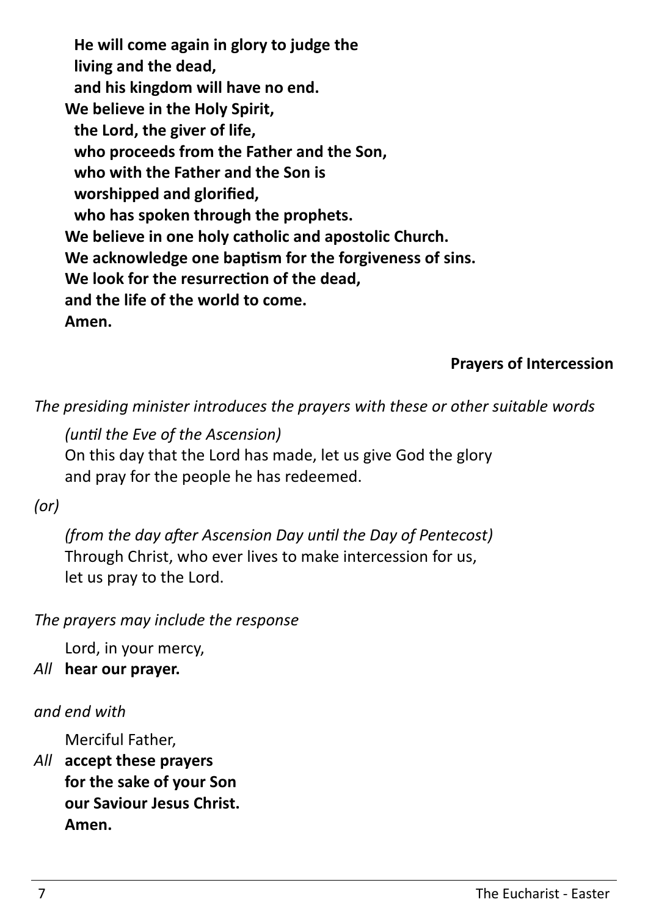**He will come again in glory to judge the living and the dead,**
**and his kingdom will have no end.**
**We believe in the Holy Spirit,**
**the Lord, the giver of life,**
**who proceeds from the Father and the Son,**
**who with the Father and the Son is worshipped and glorified,**
**who has spoken through the prophets.**
**We believe in one holy catholic and apostolic Church.**
**We acknowledge one baptism for the forgiveness of sins.**
**We look for the resurrection of the dead,**
**and the life of the world to come.**
**Amen.**

### Prayers of Intercession

*The presiding minister introduces the prayers with these or other suitable words*

*(until the Eve of the Ascension)*
On this day that the Lord has made, let us give God the glory
and pray for the people he has redeemed.

*(or)*

*(from the day after Ascension Day until the Day of Pentecost)*
Through Christ, who ever lives to make intercession for us,
let us pray to the Lord.

*The prayers may include the response*

Lord, in your mercy,
*All* **hear our prayer.**

*and end with*

Merciful Father,
*All* **accept these prayers**
**for the sake of your Son**
**our Saviour Jesus Christ.**
**Amen.**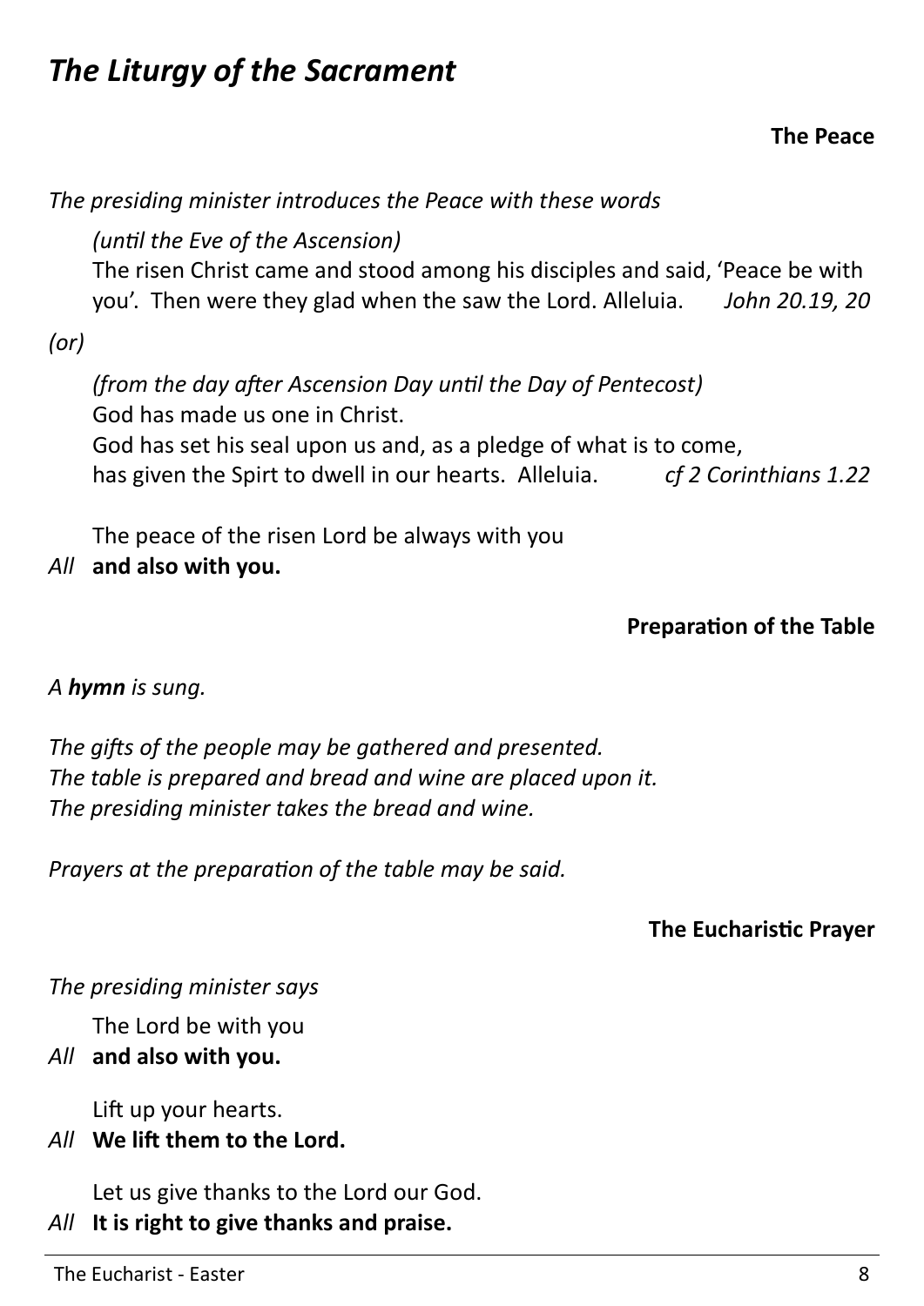# *The Liturgy of the Sacrament*

**The Peace**

*The presiding minister introduces the Peace with these words*

*(until the Eve of the Ascension)*
The risen Christ came and stood among his disciples and said, 'Peace be with you'. Then were they glad when the saw the Lord. Alleluia. *John 20.19, 20*

*(or)*

*(from the day after Ascension Day until the Day of Pentecost)*
God has made us one in Christ.
God has set his seal upon us and, as a pledge of what is to come,
has given the Spirt to dwell in our hearts. Alleluia. *cf 2 Corinthians 1.22*

The peace of the risen Lord be always with you
*All* **and also with you.**

**Preparation of the Table**

*A **hymn** is sung.*

*The gifts of the people may be gathered and presented.*
*The table is prepared and bread and wine are placed upon it.*
*The presiding minister takes the bread and wine.*

*Prayers at the preparation of the table may be said.*

**The Eucharistic Prayer**

*The presiding minister says*

The Lord be with you
*All* **and also with you.**

Lift up your hearts.
*All* **We lift them to the Lord.**

Let us give thanks to the Lord our God.
*All* **It is right to give thanks and praise.**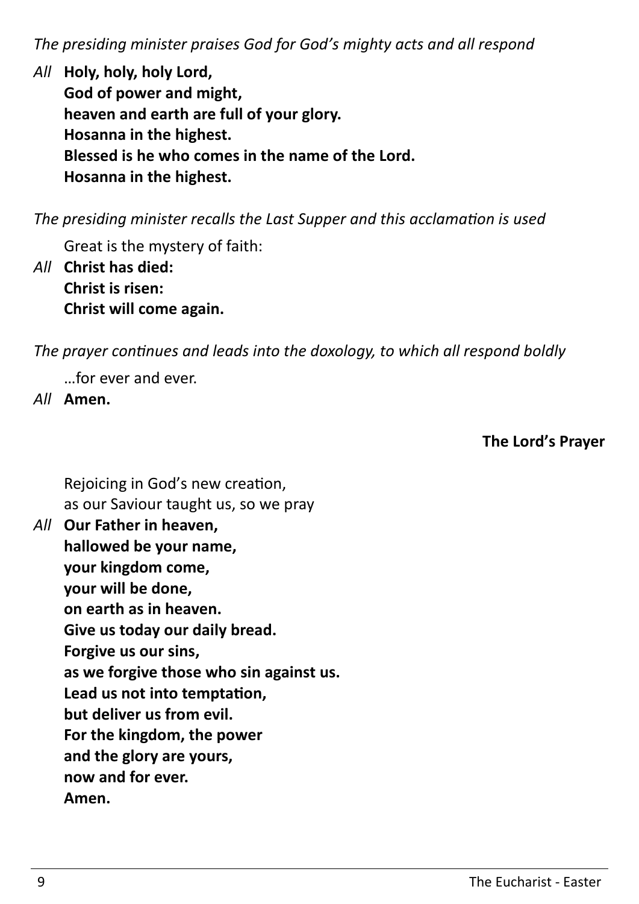*The presiding minister praises God for God's mighty acts and all respond*

*All* **Holy, holy, holy Lord,**
**God of power and might,**
**heaven and earth are full of your glory.**
**Hosanna in the highest.**
**Blessed is he who comes in the name of the Lord.**
**Hosanna in the highest.**

*The presiding minister recalls the Last Supper and this acclamation is used*

Great is the mystery of faith:

*All* **Christ has died:**
**Christ is risen:**
**Christ will come again.**

*The prayer continues and leads into the doxology, to which all respond boldly*

…for ever and ever.

*All* **Amen.**

### The Lord's Prayer

Rejoicing in God's new creation,
as our Saviour taught us, so we pray

*All* **Our Father in heaven,**
**hallowed be your name,**
**your kingdom come,**
**your will be done,**
**on earth as in heaven.**
**Give us today our daily bread.**
**Forgive us our sins,**
**as we forgive those who sin against us.**
**Lead us not into temptation,**
**but deliver us from evil.**
**For the kingdom, the power**
**and the glory are yours,**
**now and for ever.**
**Amen.**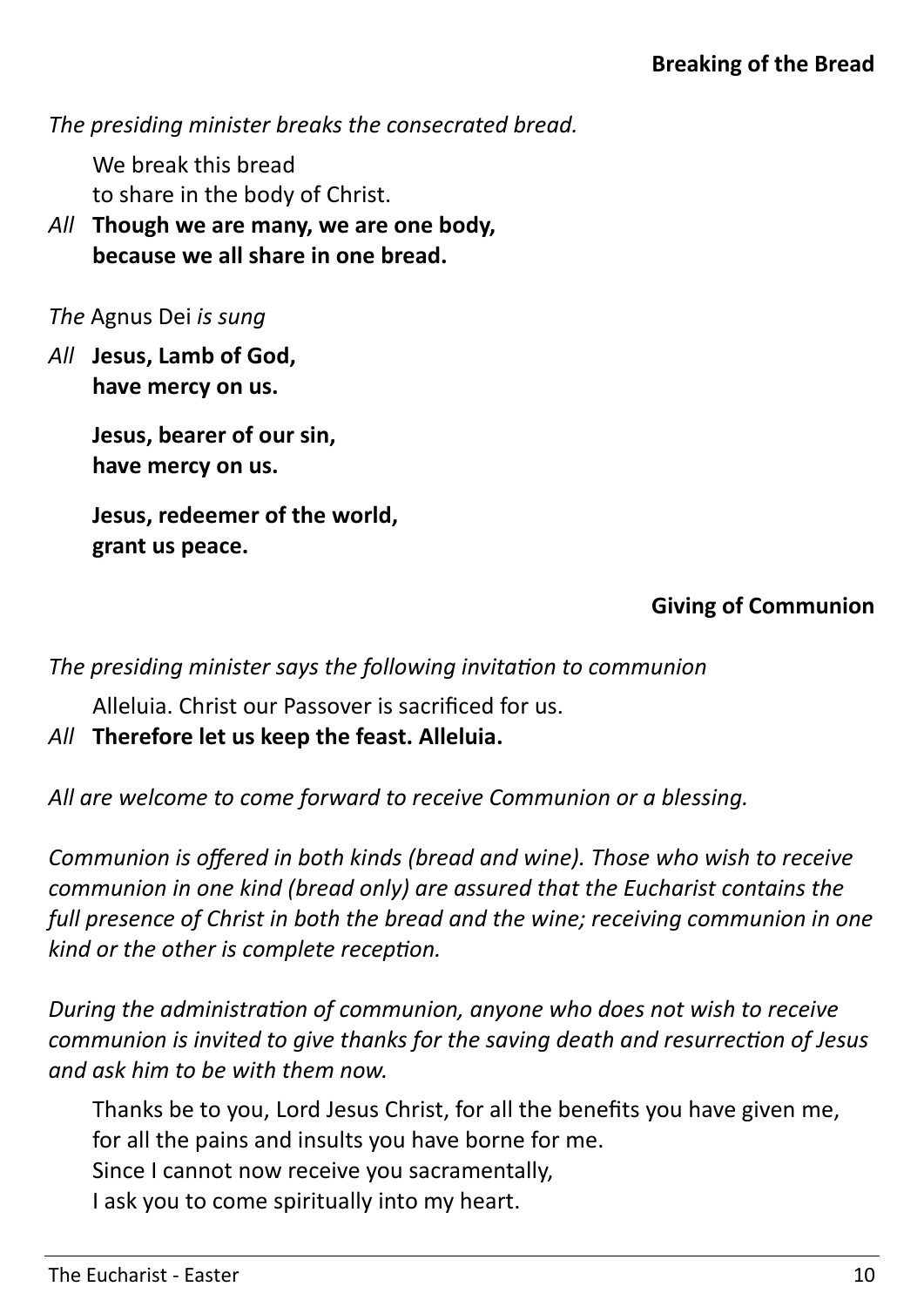## Breaking of the Bread

*The presiding minister breaks the consecrated bread.*

We break this bread
to share in the body of Christ.

*All* **Though we are many, we are one body,**
**because we all share in one bread.**

*The* Agnus Dei *is sung*

*All* **Jesus, Lamb of God,**
**have mercy on us.**

**Jesus, bearer of our sin,**
**have mercy on us.**

**Jesus, redeemer of the world,**
**grant us peace.**

## Giving of Communion

*The presiding minister says the following invitation to communion*

Alleluia. Christ our Passover is sacrificed for us.

*All* **Therefore let us keep the feast. Alleluia.**

*All are welcome to come forward to receive Communion or a blessing.*

*Communion is offered in both kinds (bread and wine). Those who wish to receive communion in one kind (bread only) are assured that the Eucharist contains the full presence of Christ in both the bread and the wine; receiving communion in one kind or the other is complete reception.*

*During the administration of communion, anyone who does not wish to receive communion is invited to give thanks for the saving death and resurrection of Jesus and ask him to be with them now.*

Thanks be to you, Lord Jesus Christ, for all the benefits you have given me,
for all the pains and insults you have borne for me.
Since I cannot now receive you sacramentally,
I ask you to come spiritually into my heart.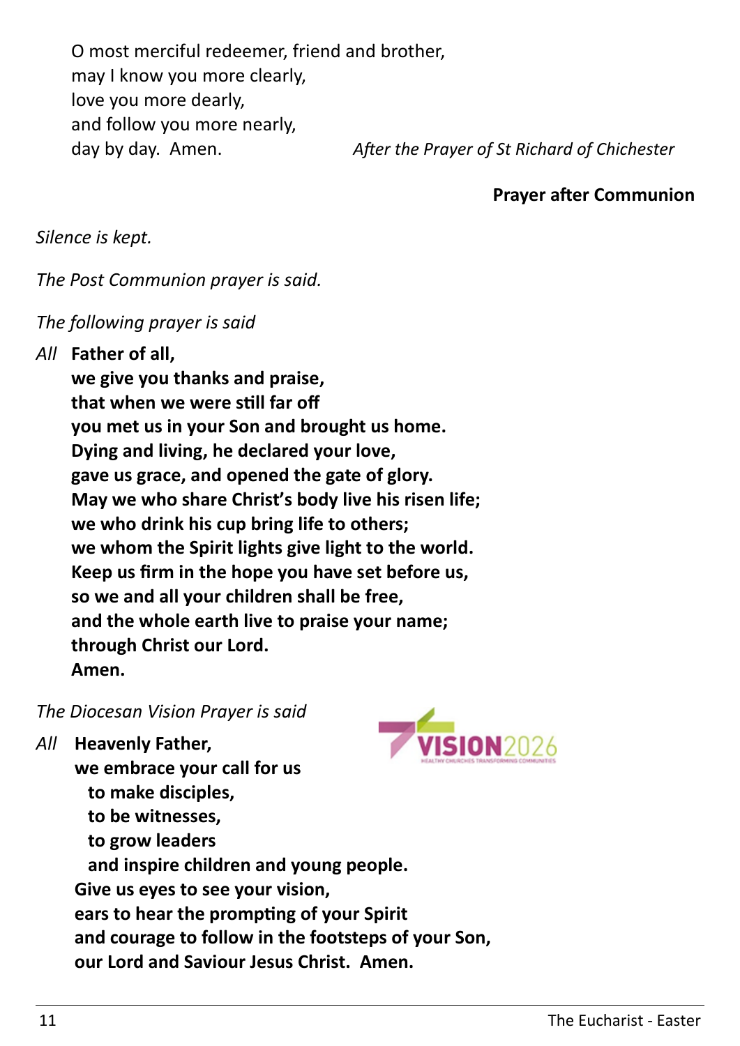O most merciful redeemer, friend and brother,
may I know you more clearly,
love you more dearly,
and follow you more nearly,
day by day.  Amen.

*After the Prayer of St Richard of Chichester*

**Prayer after Communion**

*Silence is kept.*

*The Post Communion prayer is said.*

*The following prayer is said*

*All* **Father of all,**
**we give you thanks and praise,**
**that when we were still far off**
**you met us in your Son and brought us home.**
**Dying and living, he declared your love,**
**gave us grace, and opened the gate of glory.**
**May we who share Christ's body live his risen life;**
**we who drink his cup bring life to others;**
**we whom the Spirit lights give light to the world.**
**Keep us firm in the hope you have set before us,**
**so we and all your children shall be free,**
**and the whole earth live to praise your name;**
**through Christ our Lord.**
**Amen.**

*The Diocesan Vision Prayer is said*

VISION2026
HEALTHY CHURCHES TRANSFORMING COMMUNITIES

*All* **Heavenly Father,**
**we embrace your call for us**
**to make disciples,**
**to be witnesses,**
**to grow leaders**
**and inspire children and young people.**
**Give us eyes to see your vision,**
**ears to hear the prompting of your Spirit**
**and courage to follow in the footsteps of your Son,**
**our Lord and Saviour Jesus Christ.  Amen.**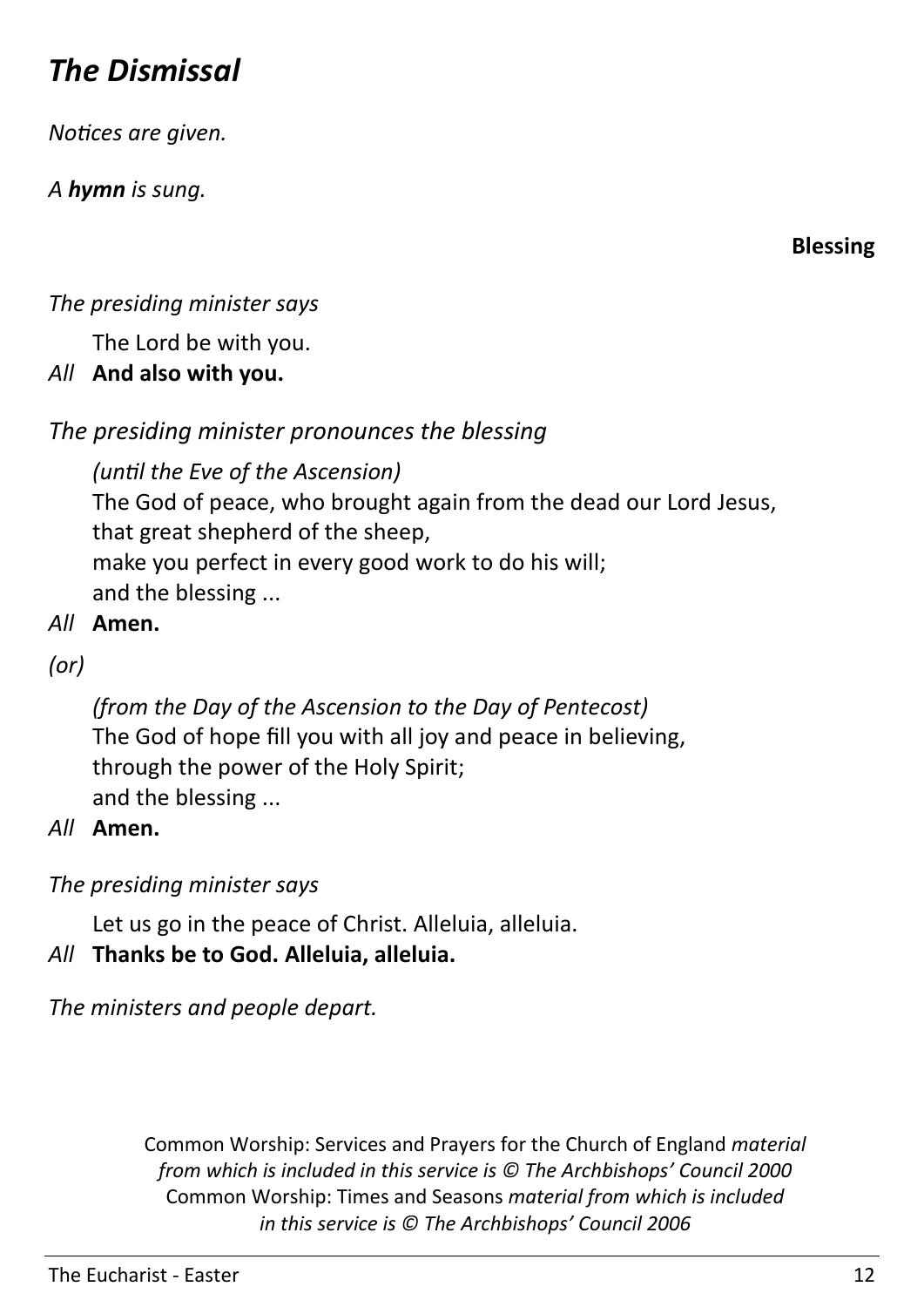## *The Dismissal*

*Notices are given.*

*A* ***hymn*** *is sung.*

**Blessing**

*The presiding minister says*

The Lord be with you.

*All* **And also with you.**

*The presiding minister pronounces the blessing*

*(until the Eve of the Ascension)*
The God of peace, who brought again from the dead our Lord Jesus,
that great shepherd of the sheep,
make you perfect in every good work to do his will;
and the blessing ...

*All* **Amen.**

*(or)*

*(from the Day of the Ascension to the Day of Pentecost)*
The God of hope fill you with all joy and peace in believing,
through the power of the Holy Spirit;
and the blessing ...

*All* **Amen.**

*The presiding minister says*

Let us go in the peace of Christ. Alleluia, alleluia.

*All* **Thanks be to God. Alleluia, alleluia.**

*The ministers and people depart.*

Common Worship: Services and Prayers for the Church of England *material from which is included in this service is © The Archbishops' Council 2000*
Common Worship: Times and Seasons *material from which is included in this service is © The Archbishops' Council 2006*